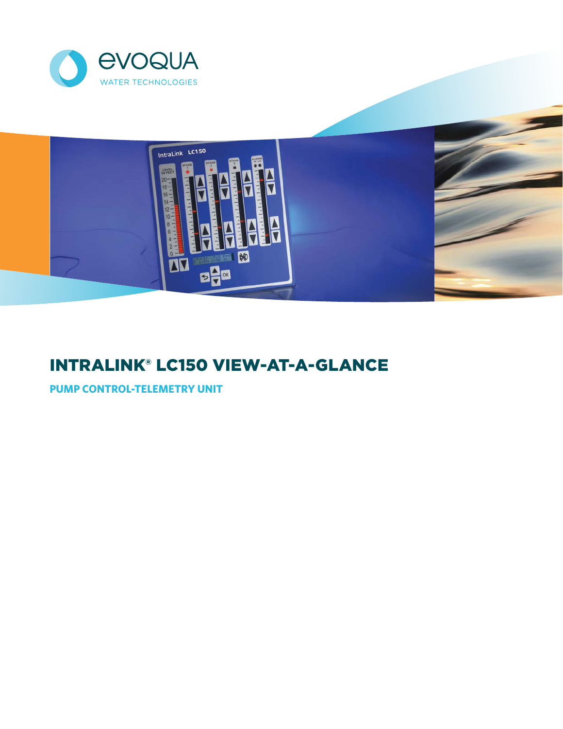# INTRALINK® LC150 VIEW-AT-A-GLANCE

## PUMP CONTROL-TELEMETRY UNIT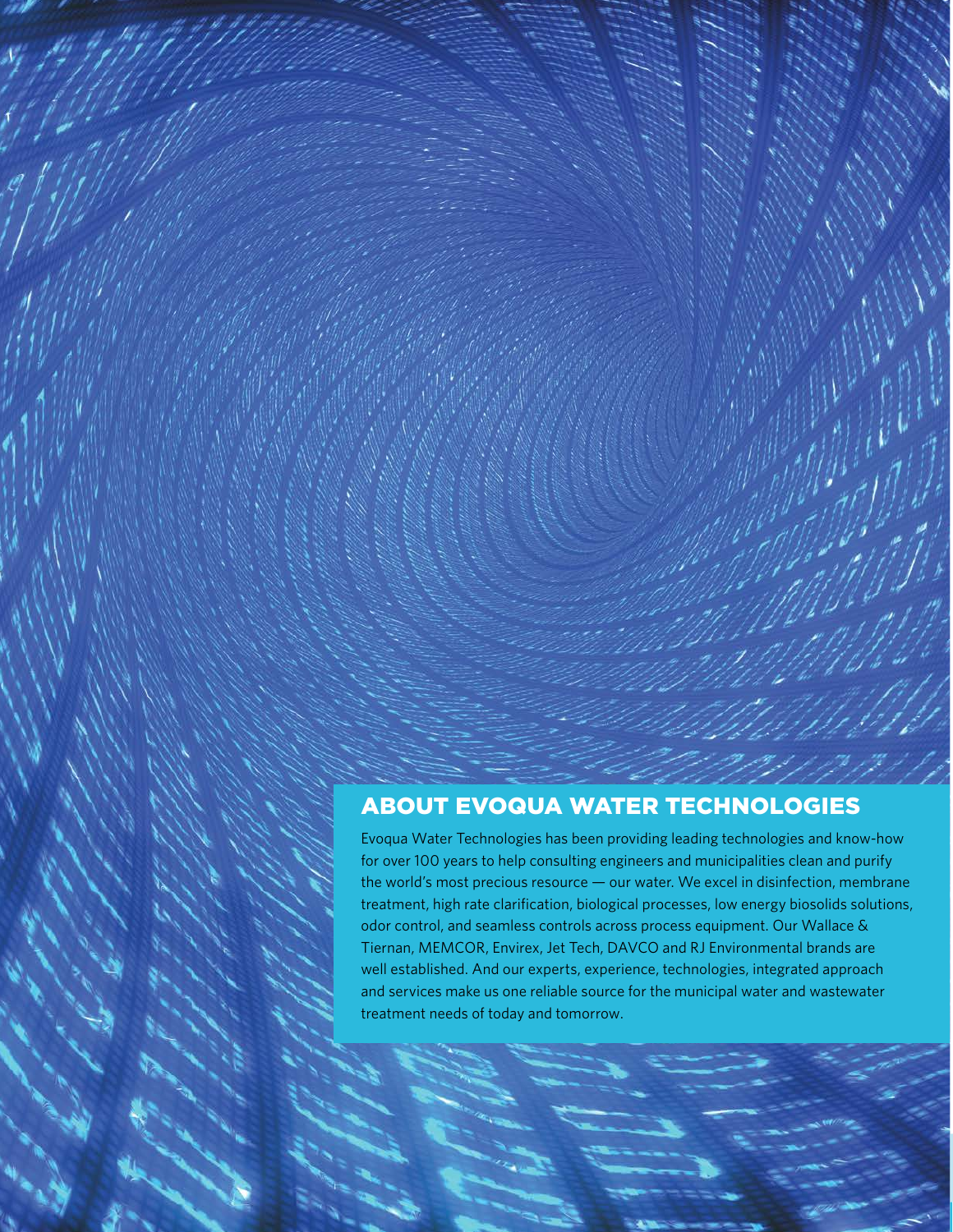## ABOUT EVOQUA WATER TECHNOLOGIES

Evoqua Water Technologies has been providing leading technologies and know-how for over 100 years to help consulting engineers and municipalities clean and purify the world's most precious resource — our water. We excel in disinfection, membrane treatment, high rate clarification, biological processes, low energy biosolids solutions, odor control, and seamless controls across process equipment. Our Wallace & Tiernan, MEMCOR, Envirex, Jet Tech, DAVCO and RJ Environmental brands are well established. And our experts, experience, technologies, integrated approach and services make us one reliable source for the municipal water and wastewater treatment needs of today and tomorrow.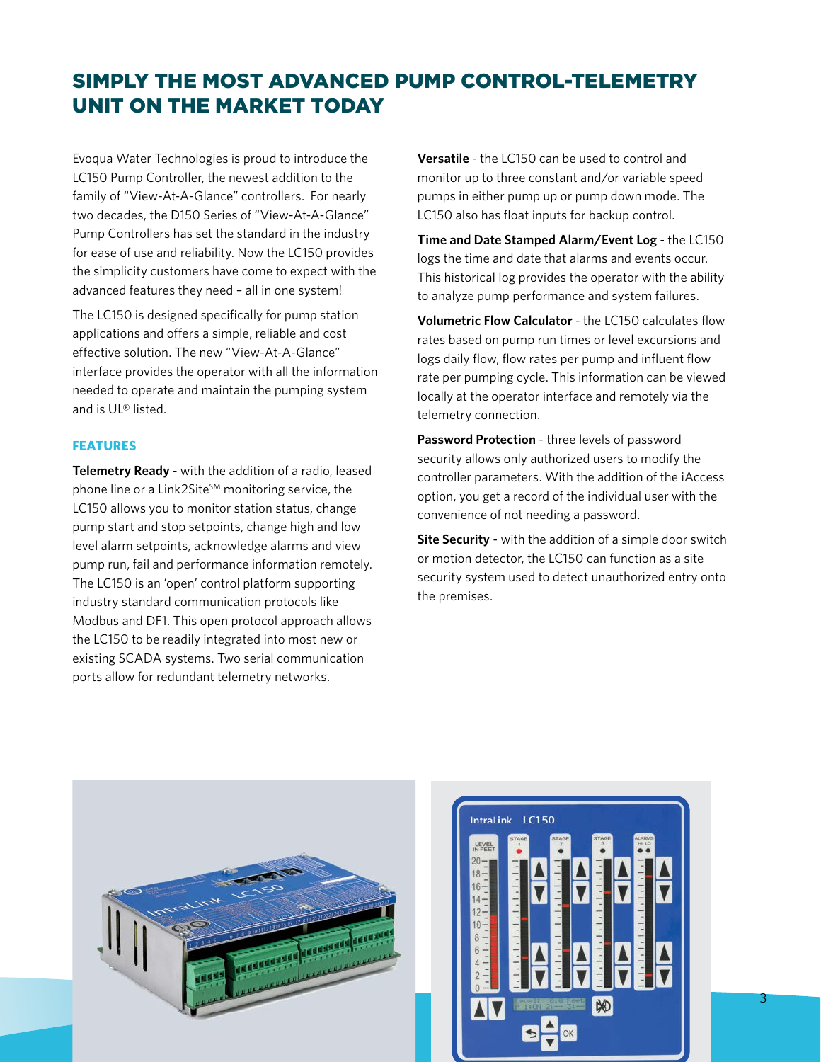# SIMPLY THE MOST ADVANCED PUMP CONTROL-TELEMETRY UNIT ON THE MARKET TODAY

Evoqua Water Technologies is proud to introduce the LC150 Pump Controller, the newest addition to the family of "View-At-A-Glance" controllers. For nearly two decades, the D150 Series of "View-At-A-Glance" Pump Controllers has set the standard in the industry for ease of use and reliability. Now the LC150 provides the simplicity customers have come to expect with the advanced features they need – all in one system!

The LC150 is designed specifically for pump station applications and offers a simple, reliable and cost effective solution. The new "View-At-A-Glance" interface provides the operator with all the information needed to operate and maintain the pumping system and is UL® listed.

## FEATURES

**Telemetry Ready** - with the addition of a radio, leased phone line or a Link2Site℠ monitoring service, the LC150 allows you to monitor station status, change pump start and stop setpoints, change high and low level alarm setpoints, acknowledge alarms and view pump run, fail and performance information remotely. The LC150 is an 'open' control platform supporting industry standard communication protocols like Modbus and DF1. This open protocol approach allows the LC150 to be readily integrated into most new or existing SCADA systems. Two serial communication ports allow for redundant telemetry networks.

**Versatile** - the LC150 can be used to control and monitor up to three constant and/or variable speed pumps in either pump up or pump down mode. The LC150 also has float inputs for backup control.

**Time and Date Stamped Alarm/Event Log** - the LC150 logs the time and date that alarms and events occur. This historical log provides the operator with the ability to analyze pump performance and system failures.

**Volumetric Flow Calculator** - the LC150 calculates flow rates based on pump run times or level excursions and logs daily flow, flow rates per pump and influent flow rate per pumping cycle. This information can be viewed locally at the operator interface and remotely via the telemetry connection.

**Password Protection** - three levels of password security allows only authorized users to modify the controller parameters. With the addition of the iAccess option, you get a record of the individual user with the convenience of not needing a password.

**Site Security** - with the addition of a simple door switch or motion detector, the LC150 can function as a site security system used to detect unauthorized entry onto the premises.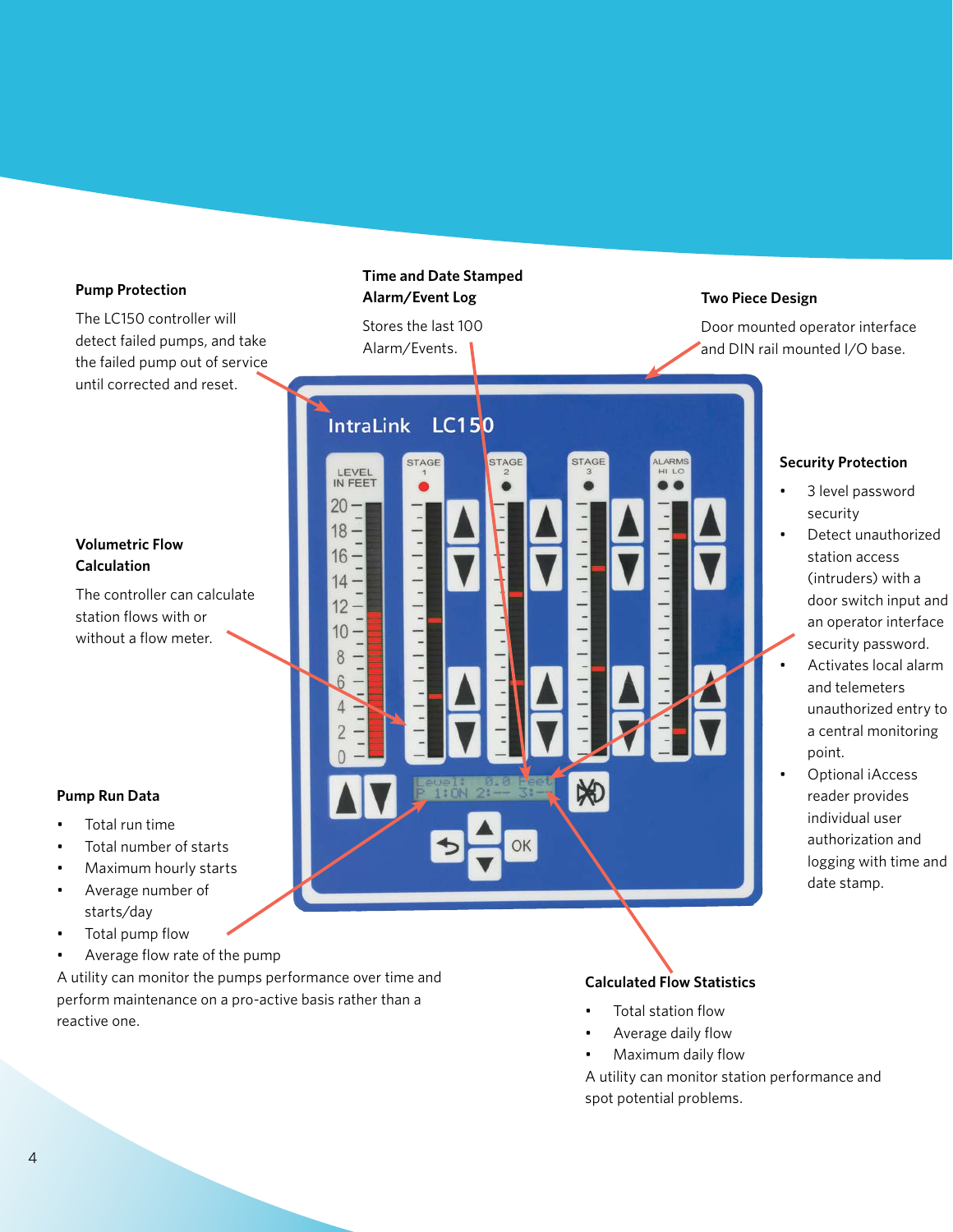### Pump Protection

The LC150 controller will detect failed pumps, and take the failed pump out of service until corrected and reset.

### Time and Date Stamped Alarm/Event Log

Stores the last 100 Alarm/Events.

### Two Piece Design

Door mounted operator interface and DIN rail mounted I/O base.

### Volumetric Flow Calculation

The controller can calculate station flows with or without a flow meter.

### Security Protection

- 3 level password security
- Detect unauthorized station access (intruders) with a door switch input and an operator interface security password.
- Activates local alarm and telemeters unauthorized entry to a central monitoring point.
- Optional iAccess reader provides individual user authorization and logging with time and date stamp.

### Pump Run Data

- Total run time
- Total number of starts
- Maximum hourly starts
- Average number of starts/day
- Total pump flow
- Average flow rate of the pump

A utility can monitor the pumps performance over time and perform maintenance on a pro-active basis rather than a reactive one.

### Calculated Flow Statistics

- Total station flow
- Average daily flow
- Maximum daily flow

A utility can monitor station performance and spot potential problems.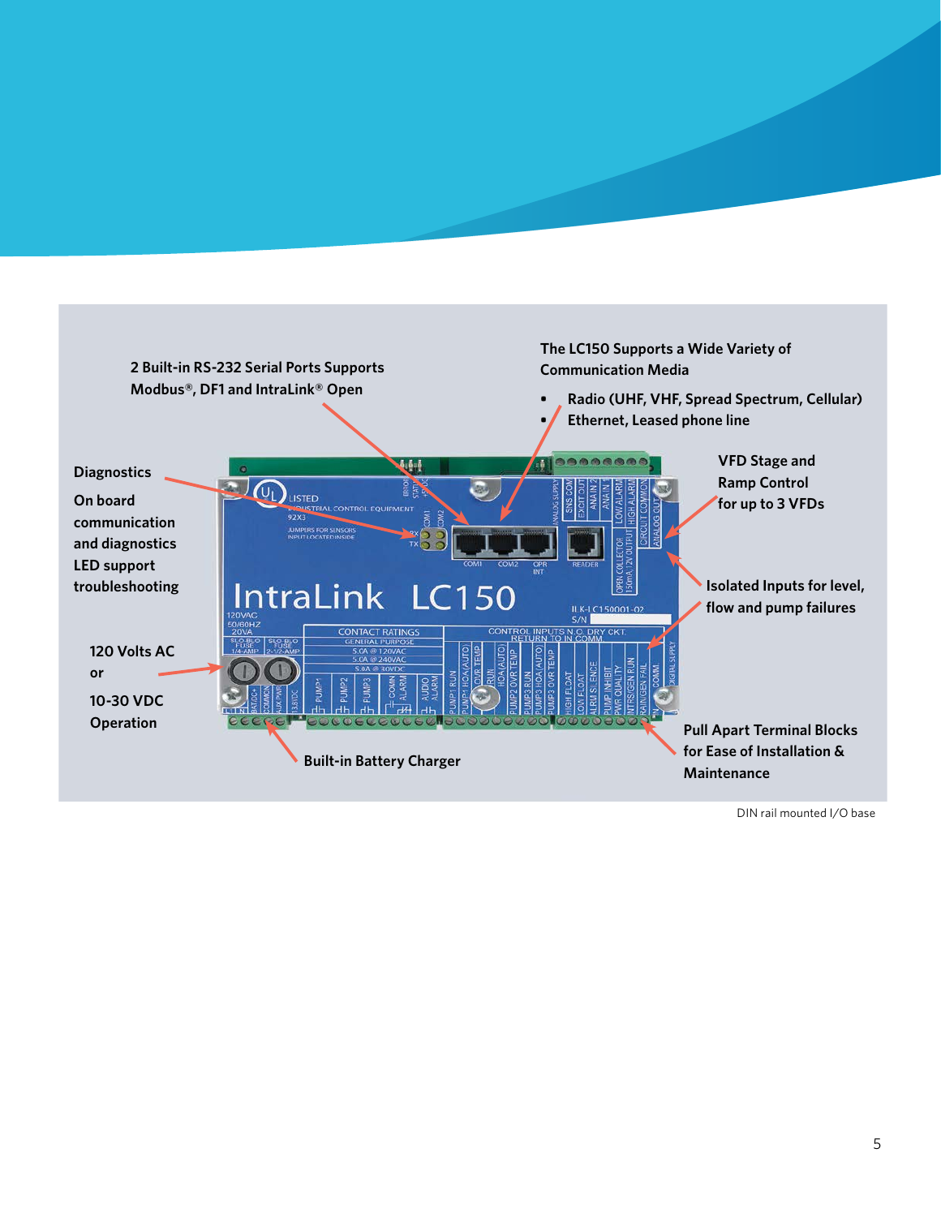2 Built-in RS-232 Serial Ports Supports Modbus®, DF1 and IntraLink® Open

The LC150 Supports a Wide Variety of Communication Media

- Radio (UHF, VHF, Spread Spectrum, Cellular)
- Ethernet, Leased phone line

Diagnostics

On board communication and diagnostics LED support troubleshooting

VFD Stage and Ramp Control for up to 3 VFDs

Isolated Inputs for level, flow and pump failures

120 Volts AC or 10-30 VDC Operation

Built-in Battery Charger

Pull Apart Terminal Blocks for Ease of Installation & Maintenance

DIN rail mounted I/O base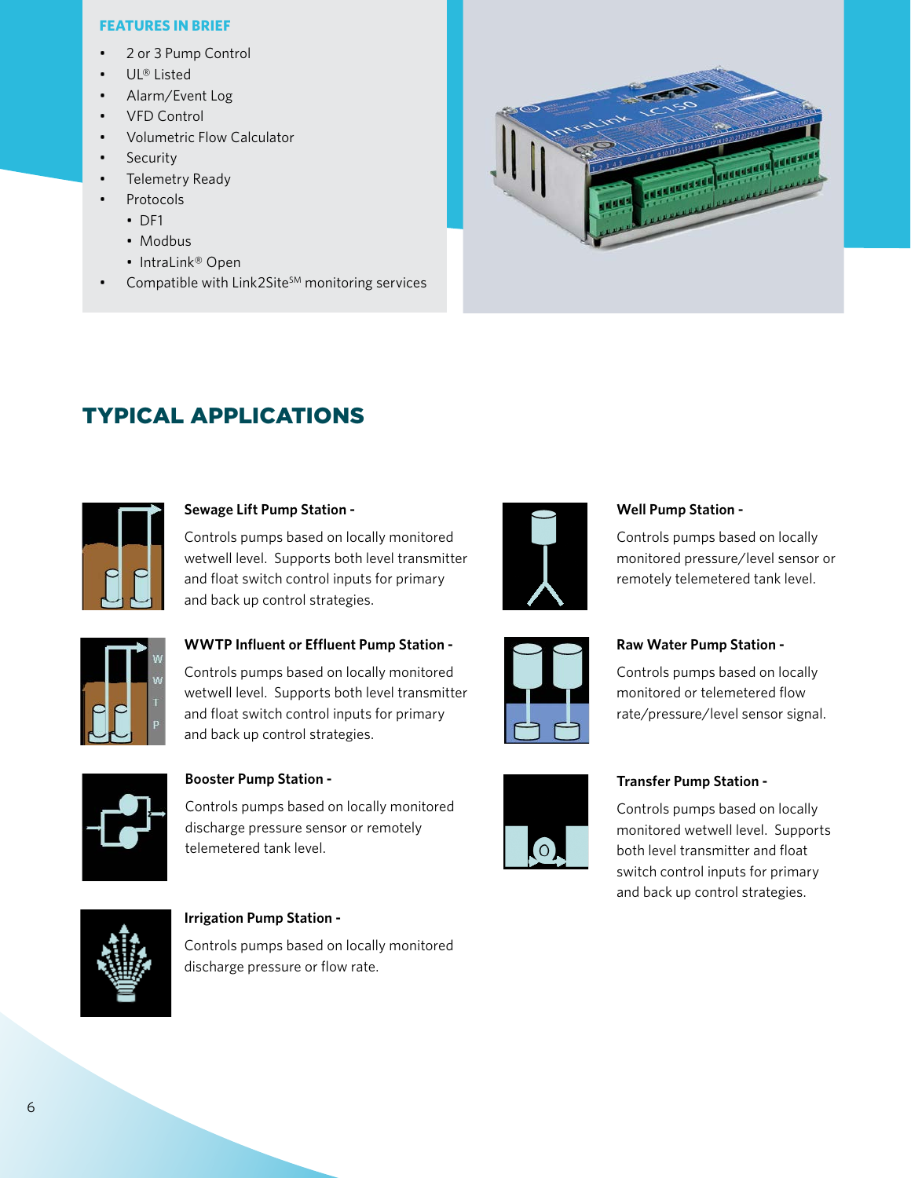## FEATURES IN BRIEF

- 2 or 3 Pump Control
- UL® Listed
- Alarm/Event Log
- VFD Control
- Volumetric Flow Calculator
- Security
- Telemetry Ready
- Protocols
  - DF1
  - Modbus
  - IntraLink® Open
- Compatible with Link2Site℠ monitoring services

# TYPICAL APPLICATIONS

**Sewage Lift Pump Station -**

Controls pumps based on locally monitored wetwell level. Supports both level transmitter and float switch control inputs for primary and back up control strategies.

**WWTP Influent or Effluent Pump Station -**

Controls pumps based on locally monitored wetwell level. Supports both level transmitter and float switch control inputs for primary and back up control strategies.

**Booster Pump Station -**

Controls pumps based on locally monitored discharge pressure sensor or remotely telemetered tank level.

**Irrigation Pump Station -**

Controls pumps based on locally monitored discharge pressure or flow rate.

**Well Pump Station -**

Controls pumps based on locally monitored pressure/level sensor or remotely telemetered tank level.

**Raw Water Pump Station -**

Controls pumps based on locally monitored or telemetered flow rate/pressure/level sensor signal.

**Transfer Pump Station -**

Controls pumps based on locally monitored wetwell level. Supports both level transmitter and float switch control inputs for primary and back up control strategies.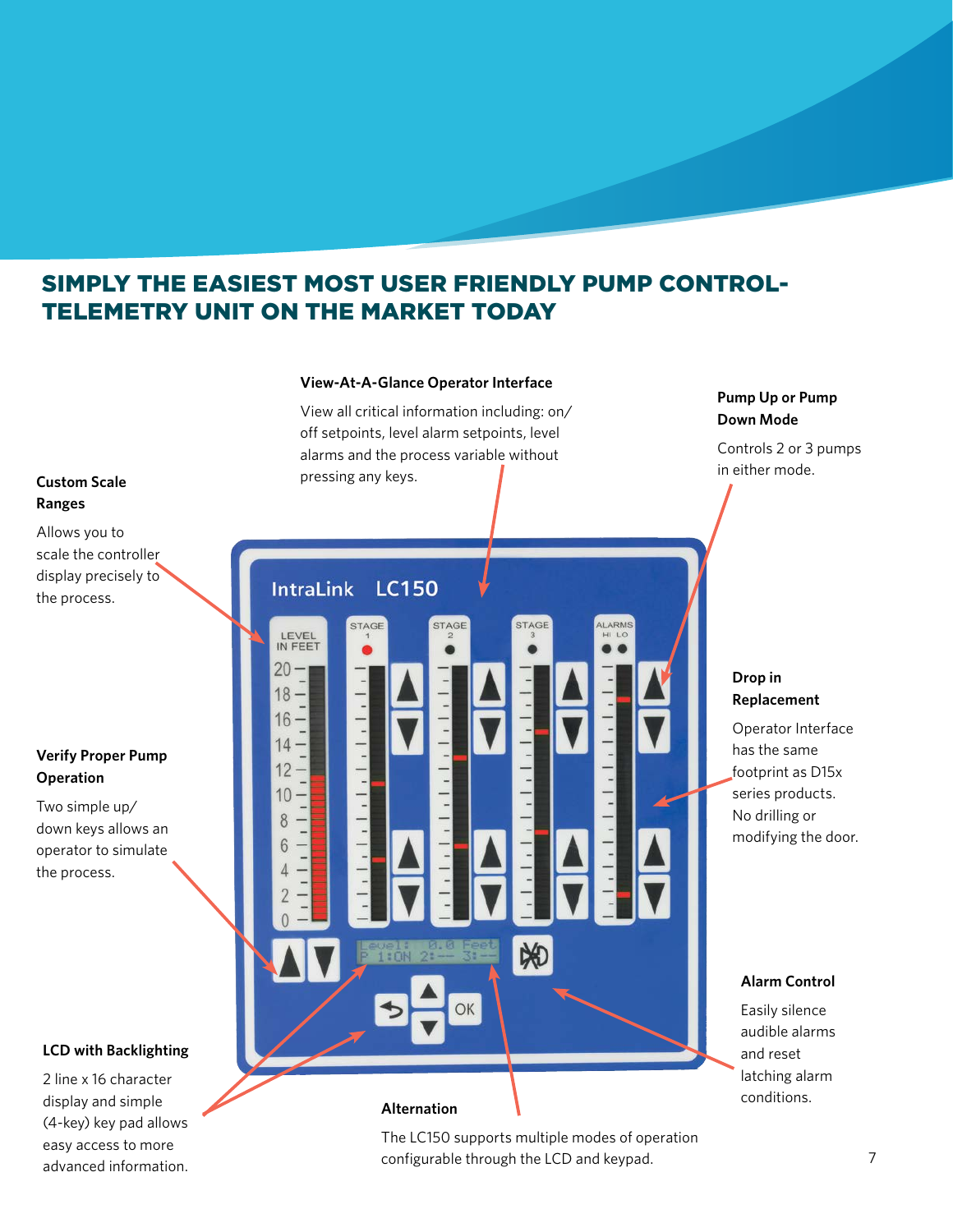# SIMPLY THE EASIEST MOST USER FRIENDLY PUMP CONTROL-TELEMETRY UNIT ON THE MARKET TODAY

**View-At-A-Glance Operator Interface**

View all critical information including: on/off setpoints, level alarm setpoints, level alarms and the process variable without pressing any keys.

**Pump Up or Pump Down Mode**

Controls 2 or 3 pumps in either mode.

**Custom Scale Ranges**

Allows you to scale the controller display precisely to the process.

**Drop in Replacement**

Operator Interface has the same footprint as D15x series products. No drilling or modifying the door.

**Verify Proper Pump Operation**

Two simple up/down keys allows an operator to simulate the process.

**Alarm Control**

Easily silence audible alarms and reset latching alarm conditions.

**LCD with Backlighting**

2 line x 16 character display and simple (4-key) key pad allows easy access to more advanced information.

**Alternation**

The LC150 supports multiple modes of operation configurable through the LCD and keypad.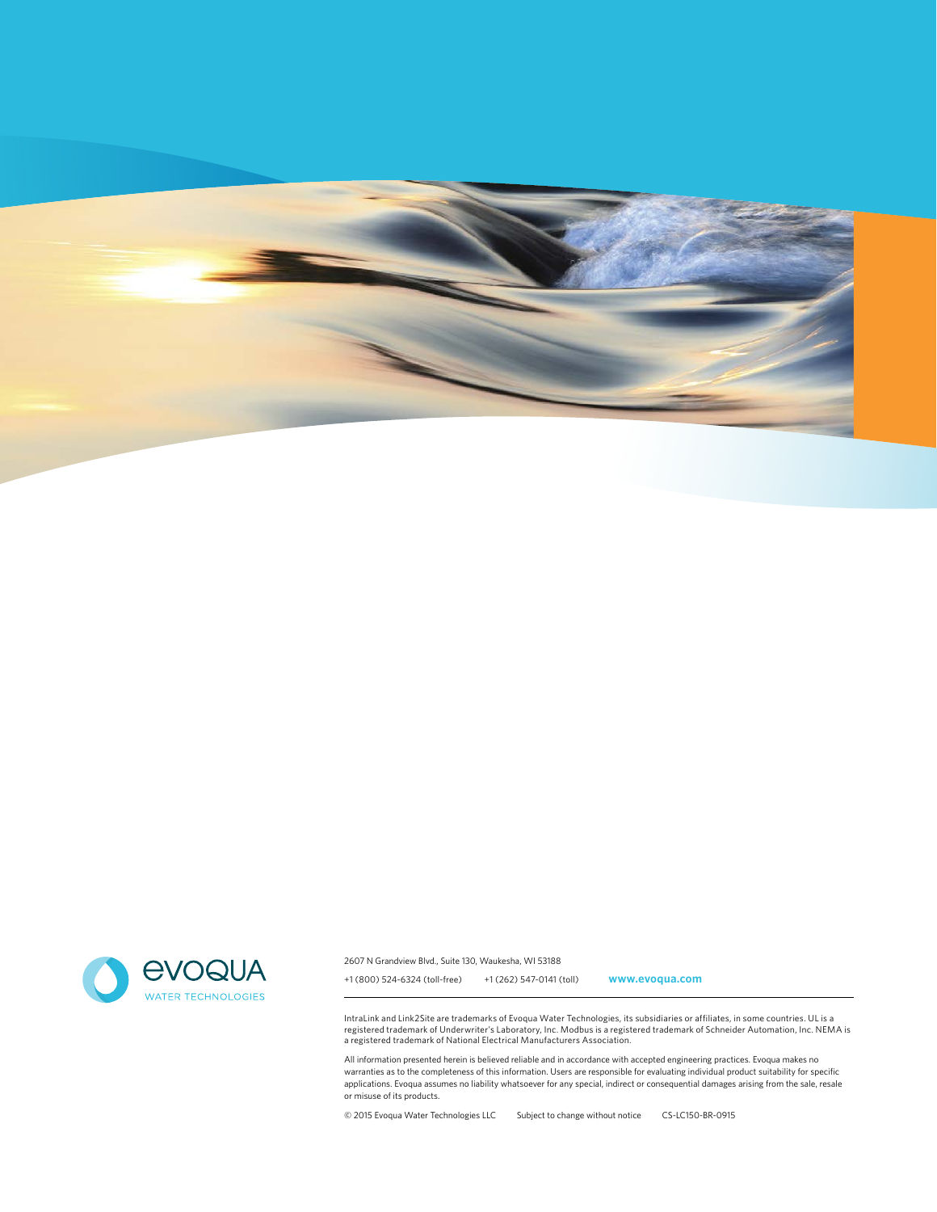EVOQUA WATER TECHNOLOGIES

2607 N Grandview Blvd., Suite 130, Waukesha, WI 53188

+1 (800) 524-6324 (toll-free) +1 (262) 547-0141 (toll) **www.evoqua.com**

IntraLink and Link2Site are trademarks of Evoqua Water Technologies, its subsidiaries or affiliates, in some countries. UL is a registered trademark of Underwriter's Laboratory, Inc. Modbus is a registered trademark of Schneider Automation, Inc. NEMA is a registered trademark of National Electrical Manufacturers Association.

All information presented herein is believed reliable and in accordance with accepted engineering practices. Evoqua makes no warranties as to the completeness of this information. Users are responsible for evaluating individual product suitability for specific applications. Evoqua assumes no liability whatsoever for any special, indirect or consequential damages arising from the sale, resale or misuse of its products.

© 2015 Evoqua Water Technologies LLC Subject to change without notice CS-LC150-BR-0915